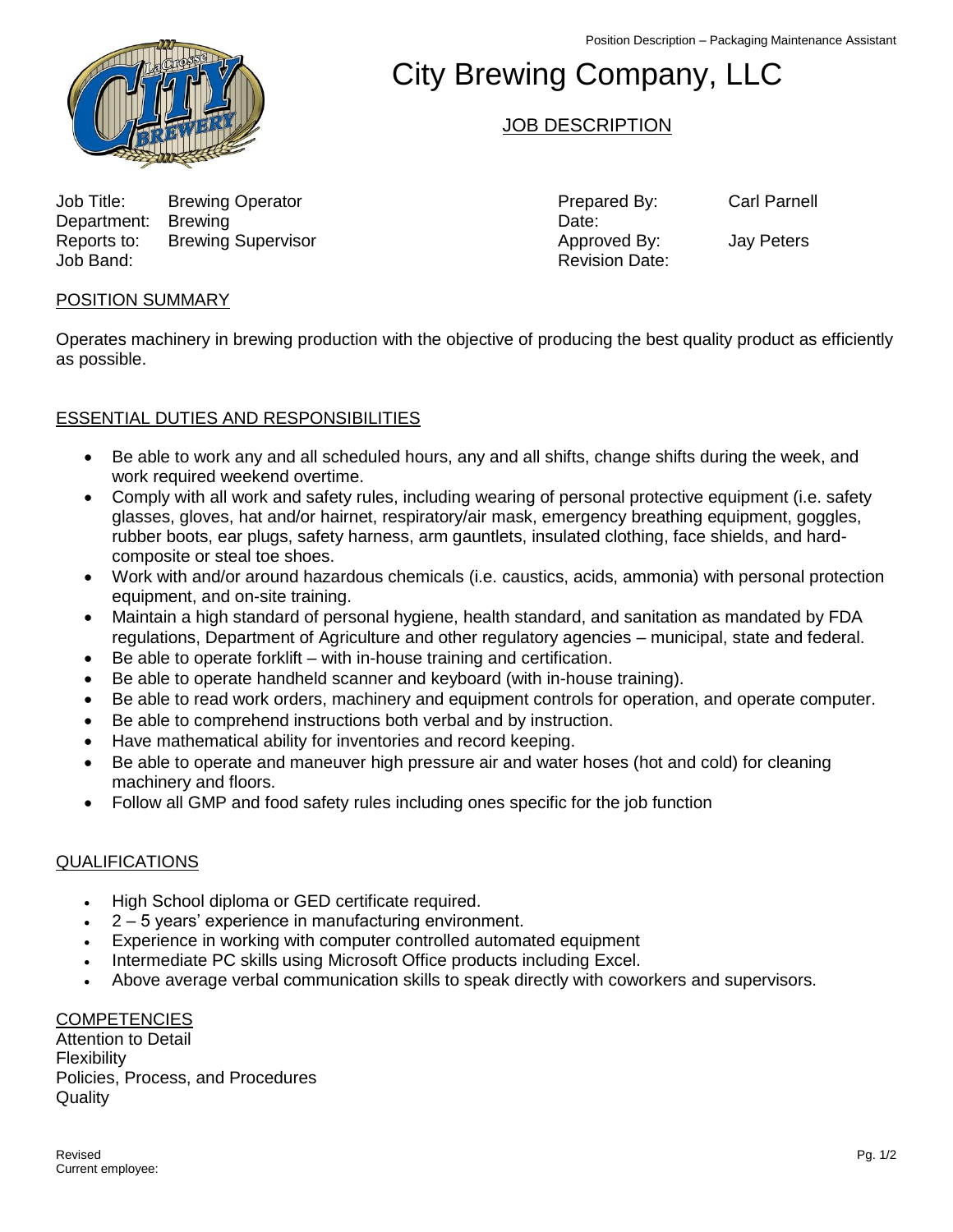# City Brewing Company, LLC

## JOB DESCRIPTION

| | | | |
|---|---|---|---|
| Job Title: | Brewing Operator | Prepared By: | Carl Parnell |
| Department: | Brewing | Date: | |
| Reports to: | Brewing Supervisor | Approved By: | Jay Peters |
| Job Band: | | Revision Date: | |

### POSITION SUMMARY

Operates machinery in brewing production with the objective of producing the best quality product as efficiently as possible.

### ESSENTIAL DUTIES AND RESPONSIBILITIES

- Be able to work any and all scheduled hours, any and all shifts, change shifts during the week, and work required weekend overtime.
- Comply with all work and safety rules, including wearing of personal protective equipment (i.e. safety glasses, gloves, hat and/or hairnet, respiratory/air mask, emergency breathing equipment, goggles, rubber boots, ear plugs, safety harness, arm gauntlets, insulated clothing, face shields, and hard-composite or steal toe shoes.
- Work with and/or around hazardous chemicals (i.e. caustics, acids, ammonia) with personal protection equipment, and on-site training.
- Maintain a high standard of personal hygiene, health standard, and sanitation as mandated by FDA regulations, Department of Agriculture and other regulatory agencies – municipal, state and federal.
- Be able to operate forklift – with in-house training and certification.
- Be able to operate handheld scanner and keyboard (with in-house training).
- Be able to read work orders, machinery and equipment controls for operation, and operate computer.
- Be able to comprehend instructions both verbal and by instruction.
- Have mathematical ability for inventories and record keeping.
- Be able to operate and maneuver high pressure air and water hoses (hot and cold) for cleaning machinery and floors.
- Follow all GMP and food safety rules including ones specific for the job function

### QUALIFICATIONS

- High School diploma or GED certificate required.
- 2 – 5 years' experience in manufacturing environment.
- Experience in working with computer controlled automated equipment
- Intermediate PC skills using Microsoft Office products including Excel.
- Above average verbal communication skills to speak directly with coworkers and supervisors.

### COMPETENCIES

Attention to Detail
Flexibility
Policies, Process, and Procedures
Quality

Revised
Current employee: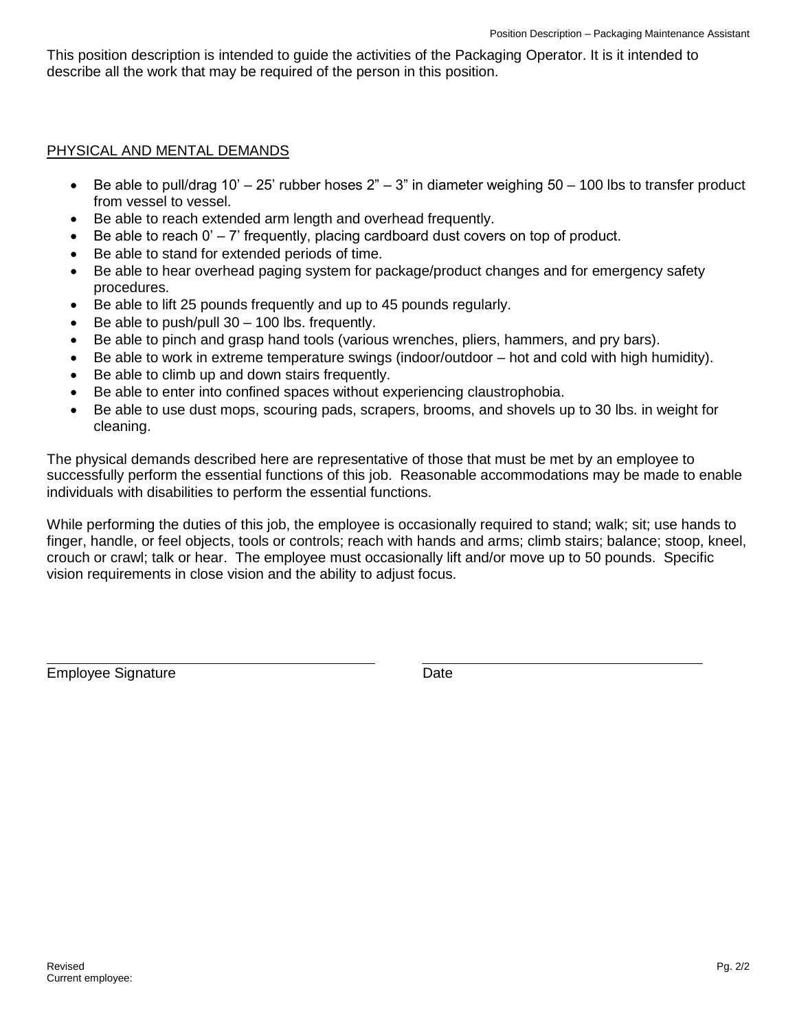This position description is intended to guide the activities of the Packaging Operator. It is it intended to describe all the work that may be required of the person in this position.

## PHYSICAL AND MENTAL DEMANDS

- Be able to pull/drag 10' – 25' rubber hoses 2" – 3" in diameter weighing 50 – 100 lbs to transfer product from vessel to vessel.
- Be able to reach extended arm length and overhead frequently.
- Be able to reach 0' – 7' frequently, placing cardboard dust covers on top of product.
- Be able to stand for extended periods of time.
- Be able to hear overhead paging system for package/product changes and for emergency safety procedures.
- Be able to lift 25 pounds frequently and up to 45 pounds regularly.
- Be able to push/pull 30 – 100 lbs. frequently.
- Be able to pinch and grasp hand tools (various wrenches, pliers, hammers, and pry bars).
- Be able to work in extreme temperature swings (indoor/outdoor – hot and cold with high humidity).
- Be able to climb up and down stairs frequently.
- Be able to enter into confined spaces without experiencing claustrophobia.
- Be able to use dust mops, scouring pads, scrapers, brooms, and shovels up to 30 lbs. in weight for cleaning.

The physical demands described here are representative of those that must be met by an employee to successfully perform the essential functions of this job. Reasonable accommodations may be made to enable individuals with disabilities to perform the essential functions.

While performing the duties of this job, the employee is occasionally required to stand; walk; sit; use hands to finger, handle, or feel objects, tools or controls; reach with hands and arms; climb stairs; balance; stoop, kneel, crouch or crawl; talk or hear. The employee must occasionally lift and/or move up to 50 pounds. Specific vision requirements in close vision and the ability to adjust focus.

Employee Signature ______________________ Date ______________________

Revised
Current employee: